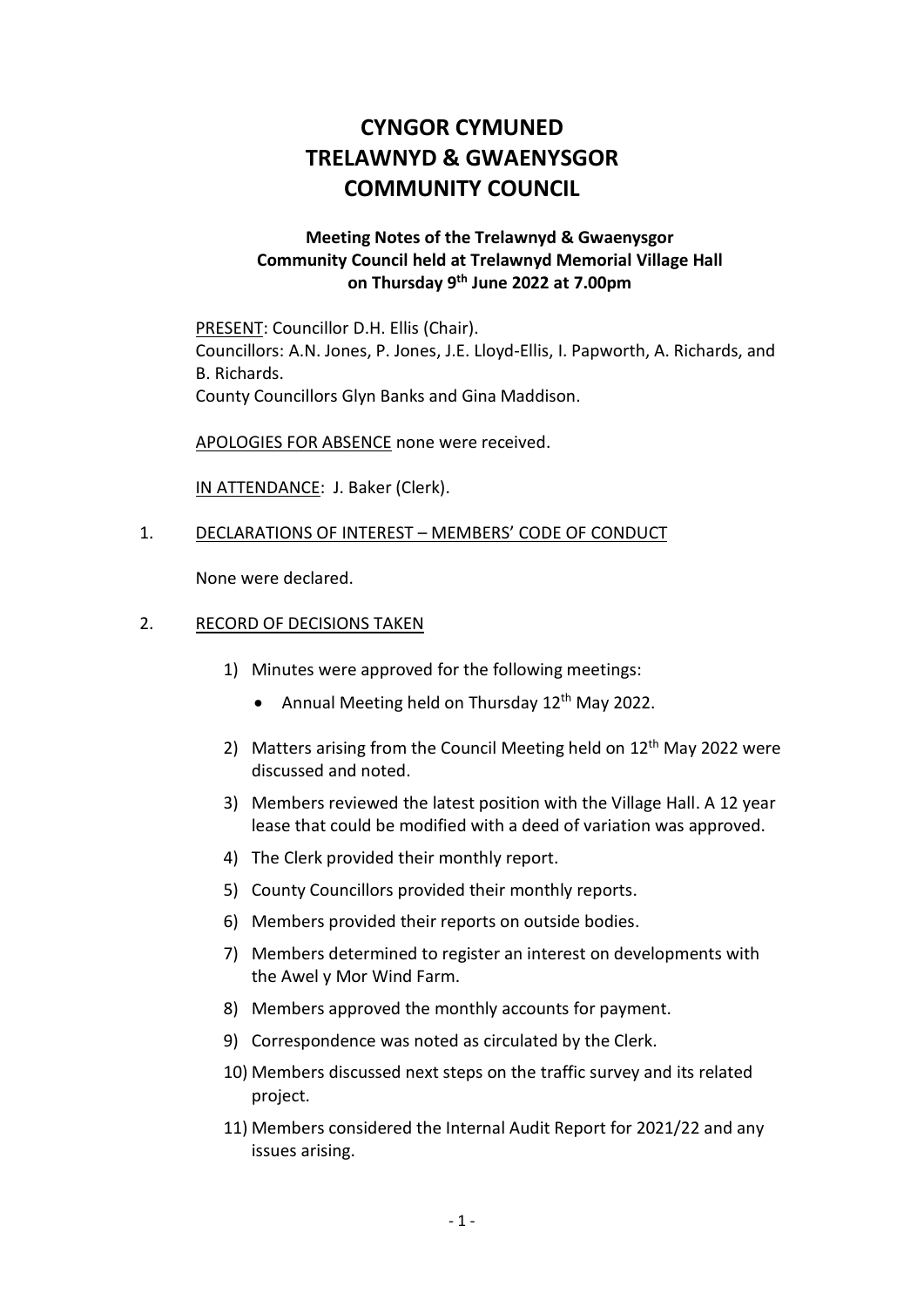# CYNGOR CYMUNED TRELAWNYD & GWAENYSGOR COMMUNITY COUNCIL

**Meeting Notes of the Trelawnyd & Gwaenysgor Community Council held at Trelawnyd Memorial Village Hall on Thursday 9th June 2022 at 7.00pm**

PRESENT: Councillor D.H. Ellis (Chair).
Councillors: A.N. Jones, P. Jones, J.E. Lloyd-Ellis, I. Papworth, A. Richards, and B. Richards.
County Councillors Glyn Banks and Gina Maddison.

APOLOGIES FOR ABSENCE none were received.

IN ATTENDANCE: J. Baker (Clerk).

1. DECLARATIONS OF INTEREST – MEMBERS' CODE OF CONDUCT

   None were declared.

2. RECORD OF DECISIONS TAKEN

   1) Minutes were approved for the following meetings:
      - Annual Meeting held on Thursday 12th May 2022.
   2) Matters arising from the Council Meeting held on 12th May 2022 were discussed and noted.
   3) Members reviewed the latest position with the Village Hall. A 12 year lease that could be modified with a deed of variation was approved.
   4) The Clerk provided their monthly report.
   5) County Councillors provided their monthly reports.
   6) Members provided their reports on outside bodies.
   7) Members determined to register an interest on developments with the Awel y Mor Wind Farm.
   8) Members approved the monthly accounts for payment.
   9) Correspondence was noted as circulated by the Clerk.
   10) Members discussed next steps on the traffic survey and its related project.
   11) Members considered the Internal Audit Report for 2021/22 and any issues arising.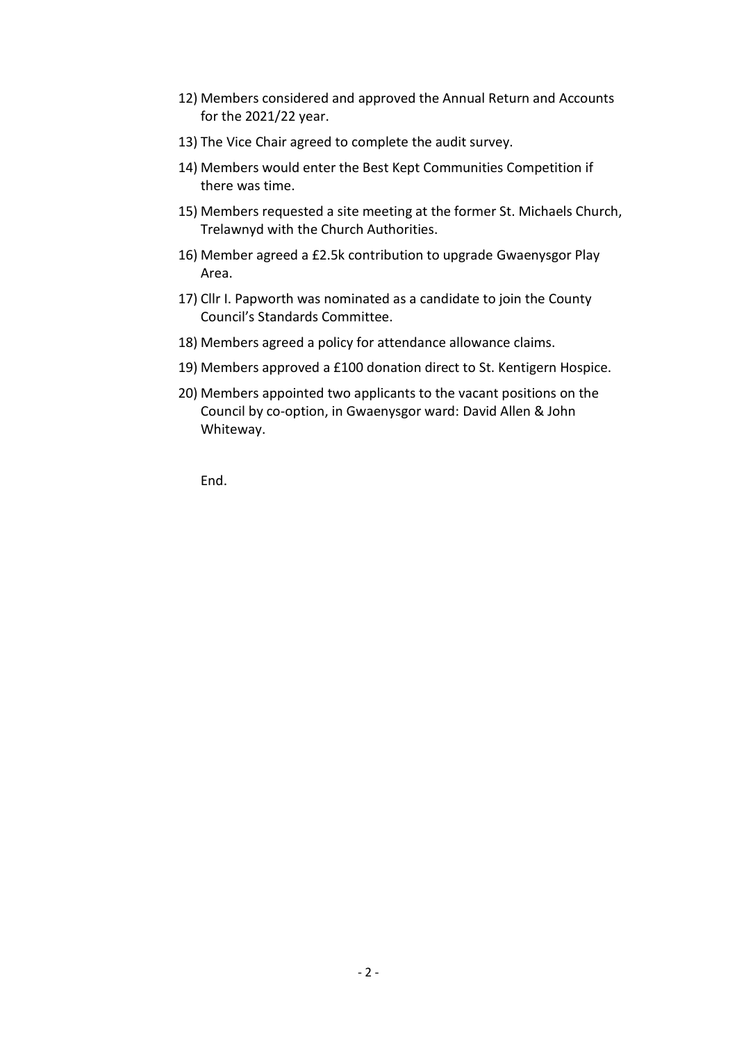12) Members considered and approved the Annual Return and Accounts for the 2021/22 year.
13) The Vice Chair agreed to complete the audit survey.
14) Members would enter the Best Kept Communities Competition if there was time.
15) Members requested a site meeting at the former St. Michaels Church, Trelawnyd with the Church Authorities.
16) Member agreed a £2.5k contribution to upgrade Gwaenysgor Play Area.
17) Cllr I. Papworth was nominated as a candidate to join the County Council's Standards Committee.
18) Members agreed a policy for attendance allowance claims.
19) Members approved a £100 donation direct to St. Kentigern Hospice.
20) Members appointed two applicants to the vacant positions on the Council by co-option, in Gwaenysgor ward: David Allen & John Whiteway.

End.